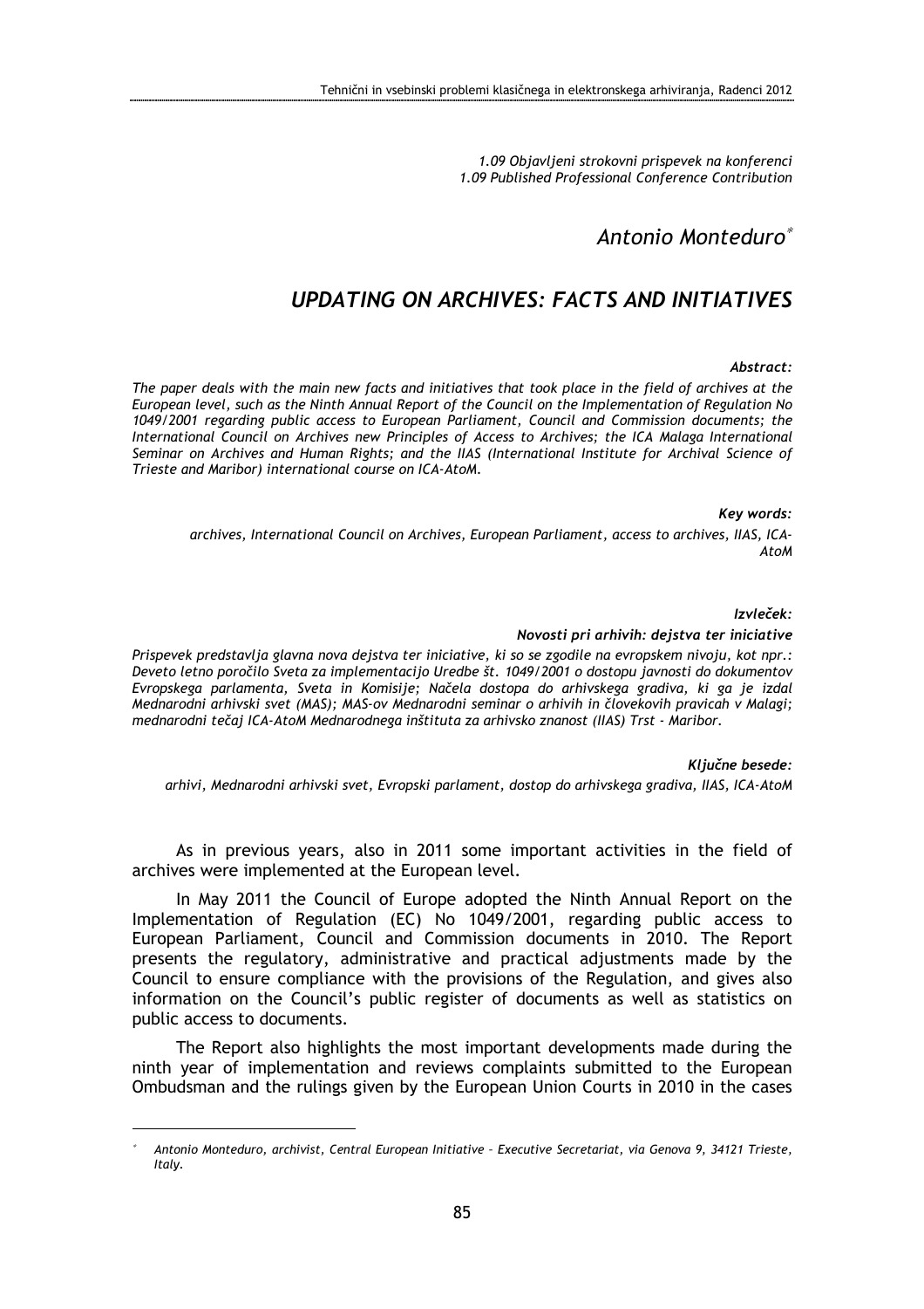*1.09 Objavljeni strokovni prispevek na konferenci*
*1.09 Published Professional Conference Contribution*

*Antonio Monteduro*[*]

# *UPDATING ON ARCHIVES: FACTS AND INITIATIVES*

***Abstract:***

*The paper deals with the main new facts and initiatives that took place in the field of archives at the European level, such as the Ninth Annual Report of the Council on the Implementation of Regulation No 1049/2001 regarding public access to European Parliament, Council and Commission documents; the International Council on Archives new Principles of Access to Archives; the ICA Malaga International Seminar on Archives and Human Rights; and the IIAS (International Institute for Archival Science of Trieste and Maribor) international course on ICA-AtoM.*

***Key words:***

*archives, International Council on Archives, European Parliament, access to archives, IIAS, ICA-AtoM*

***Izvleček:***

***Novosti pri arhivih: dejstva ter iniciative***

*Prispevek predstavlja glavna nova dejstva ter iniciative, ki so se zgodile na evropskem nivoju, kot npr.: Deveto letno poročilo Sveta za implementacijo Uredbe št. 1049/2001 o dostopu javnosti do dokumentov Evropskega parlamenta, Sveta in Komisije; Načela dostopa do arhivskega gradiva, ki ga je izdal Mednarodni arhivski svet (MAS); MAS-ov Mednarodni seminar o arhivih in človekovih pravicah v Malagi; mednarodni tečaj ICA-AtoM Mednarodnega inštituta za arhivsko znanost (IIAS) Trst - Maribor.*

***Ključne besede:***

*arhivi, Mednarodni arhivski svet, Evropski parlament, dostop do arhivskega gradiva, IIAS, ICA-AtoM*

As in previous years, also in 2011 some important activities in the field of archives were implemented at the European level.

In May 2011 the Council of Europe adopted the Ninth Annual Report on the Implementation of Regulation (EC) No 1049/2001, regarding public access to European Parliament, Council and Commission documents in 2010. The Report presents the regulatory, administrative and practical adjustments made by the Council to ensure compliance with the provisions of the Regulation, and gives also information on the Council's public register of documents as well as statistics on public access to documents.

The Report also highlights the most important developments made during the ninth year of implementation and reviews complaints submitted to the European Ombudsman and the rulings given by the European Union Courts in 2010 in the cases

---

[*] *Antonio Monteduro, archivist, Central European Initiative – Executive Secretariat, via Genova 9, 34121 Trieste, Italy.*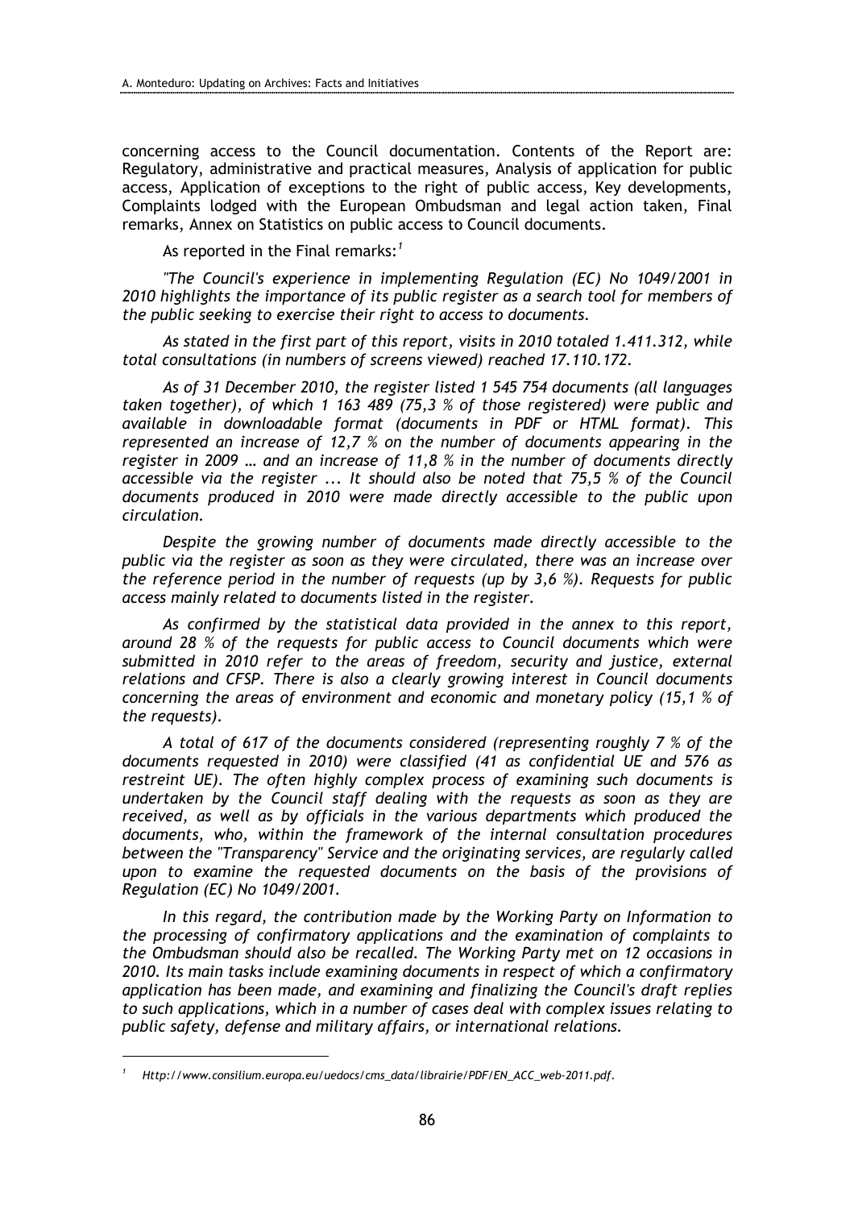concerning access to the Council documentation. Contents of the Report are: Regulatory, administrative and practical measures, Analysis of application for public access, Application of exceptions to the right of public access, Key developments, Complaints lodged with the European Ombudsman and legal action taken, Final remarks, Annex on Statistics on public access to Council documents.

As reported in the Final remarks:[1]

*"The Council's experience in implementing Regulation (EC) No 1049/2001 in 2010 highlights the importance of its public register as a search tool for members of the public seeking to exercise their right to access to documents.*

*As stated in the first part of this report, visits in 2010 totaled 1.411.312, while total consultations (in numbers of screens viewed) reached 17.110.172.*

*As of 31 December 2010, the register listed 1 545 754 documents (all languages taken together), of which 1 163 489 (75,3 % of those registered) were public and available in downloadable format (documents in PDF or HTML format). This represented an increase of 12,7 % on the number of documents appearing in the register in 2009 … and an increase of 11,8 % in the number of documents directly accessible via the register ... It should also be noted that 75,5 % of the Council documents produced in 2010 were made directly accessible to the public upon circulation.*

*Despite the growing number of documents made directly accessible to the public via the register as soon as they were circulated, there was an increase over the reference period in the number of requests (up by 3,6 %). Requests for public access mainly related to documents listed in the register.*

*As confirmed by the statistical data provided in the annex to this report, around 28 % of the requests for public access to Council documents which were submitted in 2010 refer to the areas of freedom, security and justice, external relations and CFSP. There is also a clearly growing interest in Council documents concerning the areas of environment and economic and monetary policy (15,1 % of the requests).*

*A total of 617 of the documents considered (representing roughly 7 % of the documents requested in 2010) were classified (41 as confidential UE and 576 as restreint UE). The often highly complex process of examining such documents is undertaken by the Council staff dealing with the requests as soon as they are received, as well as by officials in the various departments which produced the documents, who, within the framework of the internal consultation procedures between the "Transparency" Service and the originating services, are regularly called upon to examine the requested documents on the basis of the provisions of Regulation (EC) No 1049/2001.*

*In this regard, the contribution made by the Working Party on Information to the processing of confirmatory applications and the examination of complaints to the Ombudsman should also be recalled. The Working Party met on 12 occasions in 2010. Its main tasks include examining documents in respect of which a confirmatory application has been made, and examining and finalizing the Council's draft replies to such applications, which in a number of cases deal with complex issues relating to public safety, defense and military affairs, or international relations.*

---

[1] *Http://www.consilium.europa.eu/uedocs/cms_data/librairie/PDF/EN_ACC_web-2011.pdf.*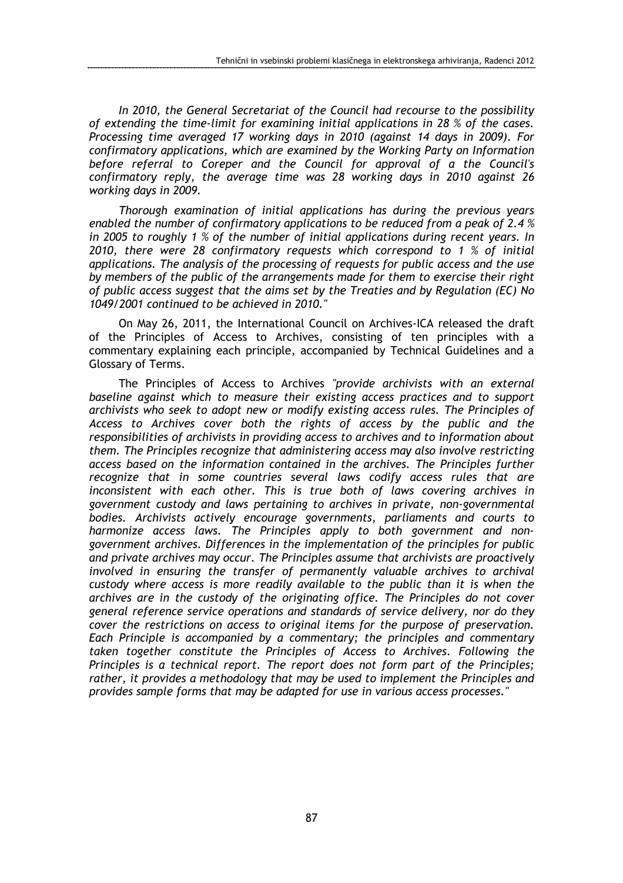*In 2010, the General Secretariat of the Council had recourse to the possibility of extending the time-limit for examining initial applications in 28 % of the cases. Processing time averaged 17 working days in 2010 (against 14 days in 2009). For confirmatory applications, which are examined by the Working Party on Information before referral to Coreper and the Council for approval of a the Council's confirmatory reply, the average time was 28 working days in 2010 against 26 working days in 2009.*

*Thorough examination of initial applications has during the previous years enabled the number of confirmatory applications to be reduced from a peak of 2.4 % in 2005 to roughly 1 % of the number of initial applications during recent years. In 2010, there were 28 confirmatory requests which correspond to 1 % of initial applications. The analysis of the processing of requests for public access and the use by members of the public of the arrangements made for them to exercise their right of public access suggest that the aims set by the Treaties and by Regulation (EC) No 1049/2001 continued to be achieved in 2010."*

On May 26, 2011, the International Council on Archives-ICA released the draft of the Principles of Access to Archives, consisting of ten principles with a commentary explaining each principle, accompanied by Technical Guidelines and a Glossary of Terms.

The Principles of Access to Archives *"provide archivists with an external baseline against which to measure their existing access practices and to support archivists who seek to adopt new or modify existing access rules. The Principles of Access to Archives cover both the rights of access by the public and the responsibilities of archivists in providing access to archives and to information about them. The Principles recognize that administering access may also involve restricting access based on the information contained in the archives. The Principles further recognize that in some countries several laws codify access rules that are inconsistent with each other. This is true both of laws covering archives in government custody and laws pertaining to archives in private, non-governmental bodies. Archivists actively encourage governments, parliaments and courts to harmonize access laws. The Principles apply to both government and non-government archives. Differences in the implementation of the principles for public and private archives may occur. The Principles assume that archivists are proactively involved in ensuring the transfer of permanently valuable archives to archival custody where access is more readily available to the public than it is when the archives are in the custody of the originating office. The Principles do not cover general reference service operations and standards of service delivery, nor do they cover the restrictions on access to original items for the purpose of preservation. Each Principle is accompanied by a commentary; the principles and commentary taken together constitute the Principles of Access to Archives. Following the Principles is a technical report. The report does not form part of the Principles; rather, it provides a methodology that may be used to implement the Principles and provides sample forms that may be adapted for use in various access processes."*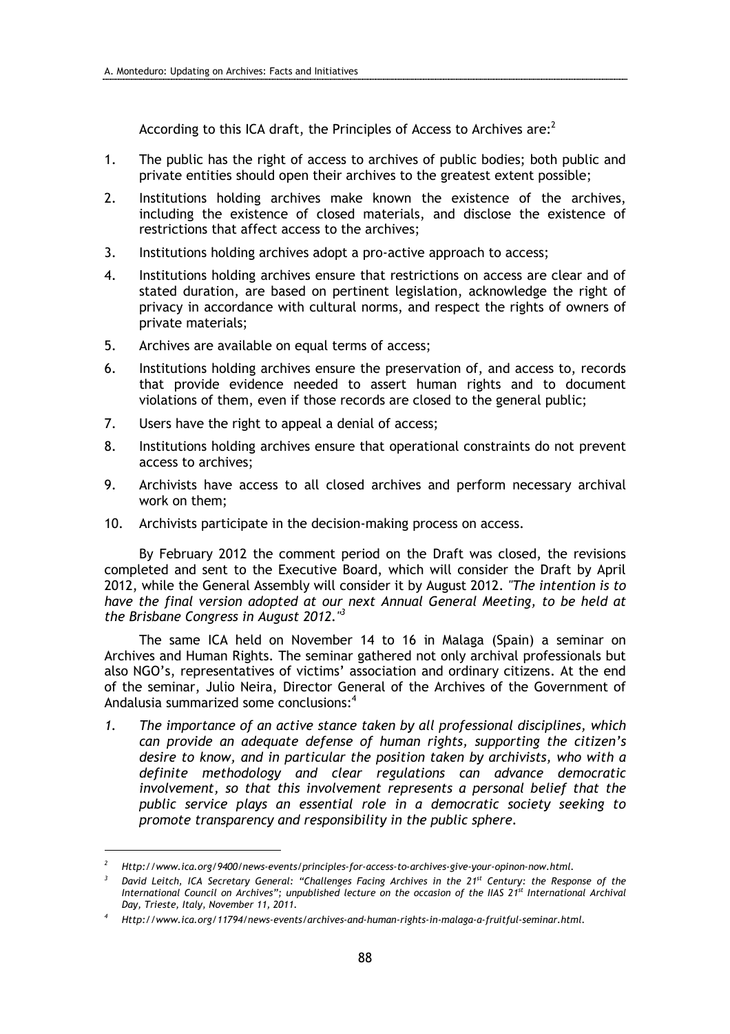According to this ICA draft, the Principles of Access to Archives are:[2]

1. The public has the right of access to archives of public bodies; both public and private entities should open their archives to the greatest extent possible;
2. Institutions holding archives make known the existence of the archives, including the existence of closed materials, and disclose the existence of restrictions that affect access to the archives;
3. Institutions holding archives adopt a pro-active approach to access;
4. Institutions holding archives ensure that restrictions on access are clear and of stated duration, are based on pertinent legislation, acknowledge the right of privacy in accordance with cultural norms, and respect the rights of owners of private materials;
5. Archives are available on equal terms of access;
6. Institutions holding archives ensure the preservation of, and access to, records that provide evidence needed to assert human rights and to document violations of them, even if those records are closed to the general public;
7. Users have the right to appeal a denial of access;
8. Institutions holding archives ensure that operational constraints do not prevent access to archives;
9. Archivists have access to all closed archives and perform necessary archival work on them;
10. Archivists participate in the decision-making process on access.

By February 2012 the comment period on the Draft was closed, the revisions completed and sent to the Executive Board, which will consider the Draft by April 2012, while the General Assembly will consider it by August 2012. *"The intention is to have the final version adopted at our next Annual General Meeting, to be held at the Brisbane Congress in August 2012."*[3]

The same ICA held on November 14 to 16 in Malaga (Spain) a seminar on Archives and Human Rights. The seminar gathered not only archival professionals but also NGO's, representatives of victims' association and ordinary citizens. At the end of the seminar, Julio Neira, Director General of the Archives of the Government of Andalusia summarized some conclusions:[4]

1. *The importance of an active stance taken by all professional disciplines, which can provide an adequate defense of human rights, supporting the citizen's desire to know, and in particular the position taken by archivists, who with a definite methodology and clear regulations can advance democratic involvement, so that this involvement represents a personal belief that the public service plays an essential role in a democratic society seeking to promote transparency and responsibility in the public sphere.*

---

[2] *Http://www.ica.org/9400/news-events/principles-for-access-to-archives-give-your-opinon-now.html.*

[3] *David Leitch, ICA Secretary General: "Challenges Facing Archives in the 21st Century: the Response of the International Council on Archives"; unpublished lecture on the occasion of the IIAS 21st International Archival Day, Trieste, Italy, November 11, 2011.*

[4] *Http://www.ica.org/11794/news-events/archives-and-human-rights-in-malaga-a-fruitful-seminar.html.*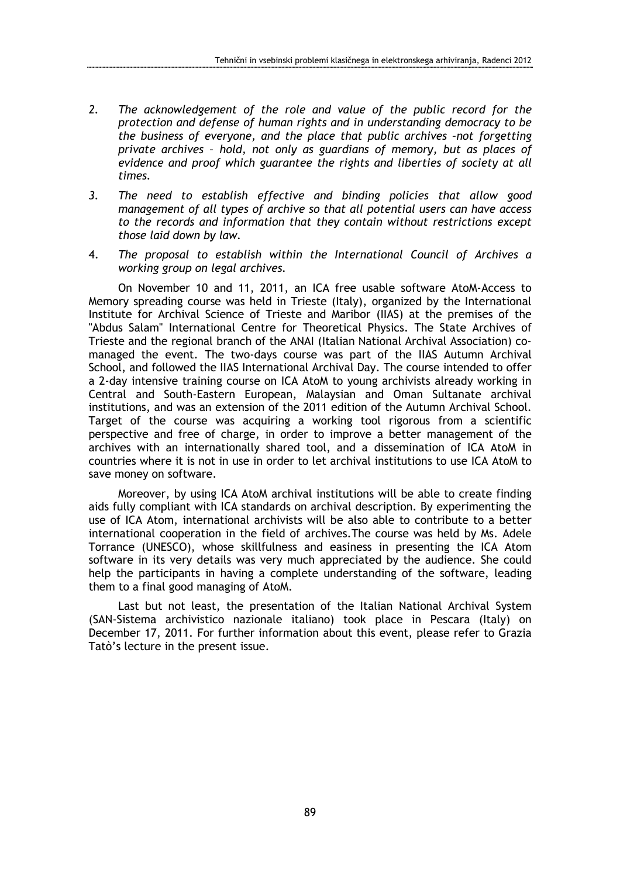2. *The acknowledgement of the role and value of the public record for the protection and defense of human rights and in understanding democracy to be the business of everyone, and the place that public archives –not forgetting private archives – hold, not only as guardians of memory, but as places of evidence and proof which guarantee the rights and liberties of society at all times.*

3. *The need to establish effective and binding policies that allow good management of all types of archive so that all potential users can have access to the records and information that they contain without restrictions except those laid down by law.*

4. *The proposal to establish within the International Council of Archives a working group on legal archives.*

On November 10 and 11, 2011, an ICA free usable software AtoM-Access to Memory spreading course was held in Trieste (Italy), organized by the International Institute for Archival Science of Trieste and Maribor (IIAS) at the premises of the "Abdus Salam" International Centre for Theoretical Physics. The State Archives of Trieste and the regional branch of the ANAI (Italian National Archival Association) co-managed the event. The two-days course was part of the IIAS Autumn Archival School, and followed the IIAS International Archival Day. The course intended to offer a 2-day intensive training course on ICA AtoM to young archivists already working in Central and South-Eastern European, Malaysian and Oman Sultanate archival institutions, and was an extension of the 2011 edition of the Autumn Archival School. Target of the course was acquiring a working tool rigorous from a scientific perspective and free of charge, in order to improve a better management of the archives with an internationally shared tool, and a dissemination of ICA AtoM in countries where it is not in use in order to let archival institutions to use ICA AtoM to save money on software.

Moreover, by using ICA AtoM archival institutions will be able to create finding aids fully compliant with ICA standards on archival description. By experimenting the use of ICA Atom, international archivists will be also able to contribute to a better international cooperation in the field of archives.The course was held by Ms. Adele Torrance (UNESCO), whose skillfulness and easiness in presenting the ICA Atom software in its very details was very much appreciated by the audience. She could help the participants in having a complete understanding of the software, leading them to a final good managing of AtoM.

Last but not least, the presentation of the Italian National Archival System (SAN-Sistema archivistico nazionale italiano) took place in Pescara (Italy) on December 17, 2011. For further information about this event, please refer to Grazia Tatò's lecture in the present issue.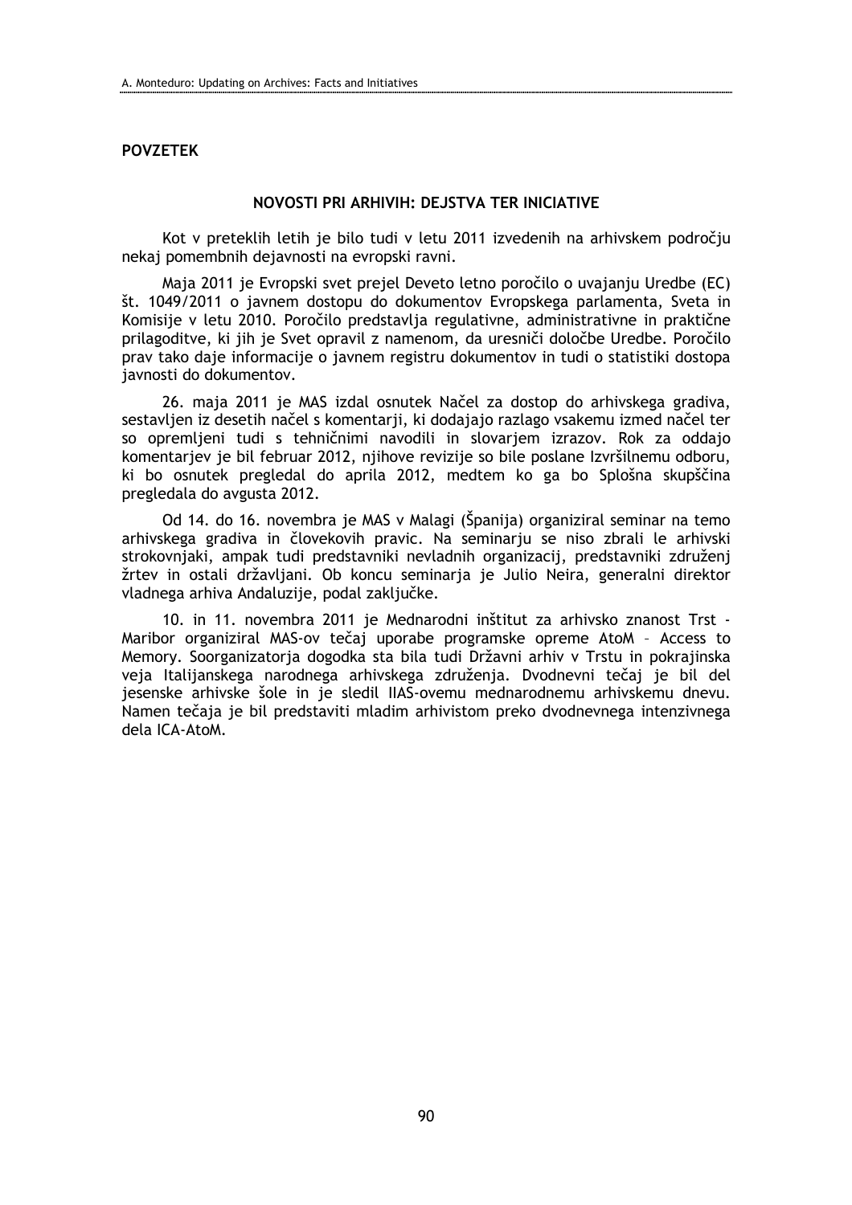## POVZETEK

### NOVOSTI PRI ARHIVIH: DEJSTVA TER INICIATIVE

Kot v preteklih letih je bilo tudi v letu 2011 izvedenih na arhivskem področju nekaj pomembnih dejavnosti na evropski ravni.

Maja 2011 je Evropski svet prejel Deveto letno poročilo o uvajanju Uredbe (EC) št. 1049/2011 o javnem dostopu do dokumentov Evropskega parlamenta, Sveta in Komisije v letu 2010. Poročilo predstavlja regulativne, administrativne in praktične prilagoditve, ki jih je Svet opravil z namenom, da uresniči določbe Uredbe. Poročilo prav tako daje informacije o javnem registru dokumentov in tudi o statistiki dostopa javnosti do dokumentov.

26. maja 2011 je MAS izdal osnutek Načel za dostop do arhivskega gradiva, sestavljen iz desetih načel s komentarji, ki dodajajo razlago vsakemu izmed načel ter so opremljeni tudi s tehničnimi navodili in slovarjem izrazov. Rok za oddajo komentarjev je bil februar 2012, njihove revizije so bile poslane Izvršilnemu odboru, ki bo osnutek pregledal do aprila 2012, medtem ko ga bo Splošna skupščina pregledala do avgusta 2012.

Od 14. do 16. novembra je MAS v Malagi (Španija) organiziral seminar na temo arhivskega gradiva in človekovih pravic. Na seminarju se niso zbrali le arhivski strokovnjaki, ampak tudi predstavniki nevladnih organizacij, predstavniki združenj žrtev in ostali državljani. Ob koncu seminarja je Julio Neira, generalni direktor vladnega arhiva Andaluzije, podal zaključke.

10. in 11. novembra 2011 je Mednarodni inštitut za arhivsko znanost Trst - Maribor organiziral MAS-ov tečaj uporabe programske opreme AtoM – Access to Memory. Soorganizatorja dogodka sta bila tudi Državni arhiv v Trstu in pokrajinska veja Italijanskega narodnega arhivskega združenja. Dvodnevni tečaj je bil del jesenske arhivske šole in je sledil IIAS-ovemu mednarodnemu arhivskemu dnevu. Namen tečaja je bil predstaviti mladim arhivistom preko dvodnevnega intenzivnega dela ICA-AtoM.